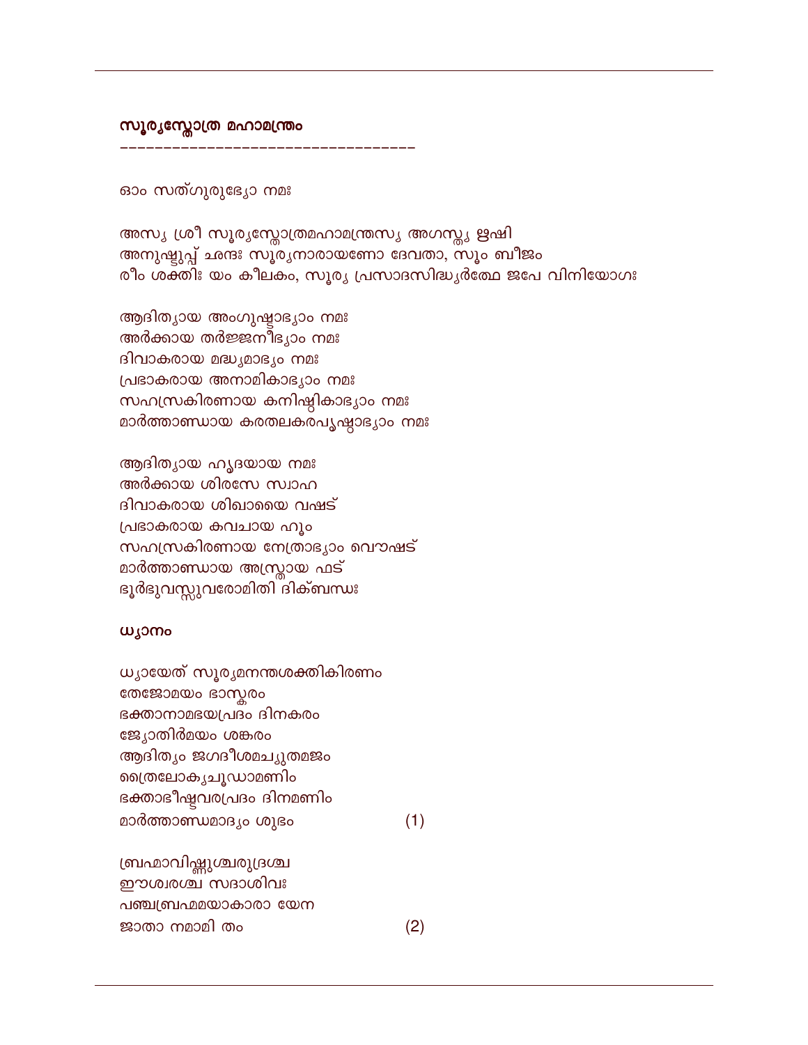## സൂര്യസ്തോത്ര മഹാമന്ത്രം

---------------------------------

ഓം സത്ഗുരുഭ്യോ നമഃ

അസ്യ ശ്രീ സൂര്യസ്തോത്രമഹാമന്ത്രസ്യ അഗസ്ത്യ ഋഷി
അനുഷ്ടുപ്പ് ഛന്ദഃ സൂര്യനാരായണോ ദേവതാ, സൂം ബീജം
രീം ശക്തിഃ യം കീലകം, സൂര്യ പ്രസാദസിദ്ധ്യർത്ഥേ ജപേ വിനിയോഗഃ

ആദിത്യായ അംഗുഷ്ഠാഭ്യാം നമഃ
അർക്കായ തർജ്ജനീഭ്യാം നമഃ
ദിവാകരായ മദ്ധ്യമാഭ്യം നമഃ
പ്രഭാകരായ അനാമികാഭ്യാം നമഃ
സഹസ്രകിരണായ കനിഷ്ഠികാഭ്യാം നമഃ
മാർത്താണ്ഡായ കരതലകരപൃഷ്ഠാഭ്യാം നമഃ

ആദിത്യായ ഹൃദയായ നമഃ
അർക്കായ ശിരസേ സ്വാഹ
ദിവാകരായ ശിഖായൈ വഷട്
പ്രഭാകരായ കവചായ ഹൂം
സഹസ്രകിരണായ നേത്രാഭ്യാം വൌഷട്
മാർത്താണ്ഡായ അസ്ത്രായ ഫട്
ഭൂർഭുവസ്സുവരോമിതി ദിക്ബന്ധഃ

### ധ്യാനം

ധ്യായേത് സൂര്യമനന്തശക്തികിരണം
തേജോമയം ഭാസ്കരം
ഭക്താനാമഭയപ്രദം ദിനകരം
ജ്യോതിർമയം ശങ്കരം
ആദിത്യം ജഗദീശമച്യുതമജം
ത്രൈലോക്യചൂഡാമണിം
ഭക്താഭീഷ്ടവരപ്രദം ദിനമണിം
മാർത്താണ്ഡമാദ്യം ശുഭം (1)

ബ്രഹ്മാവിഷ്ണുശ്ചരുദ്രശ്ച
ഈശ്വരശ്ച സദാശിവഃ
പഞ്ചബ്രഹ്മമയാകാരാ യേന
ജാതാ നമാമി തം (2)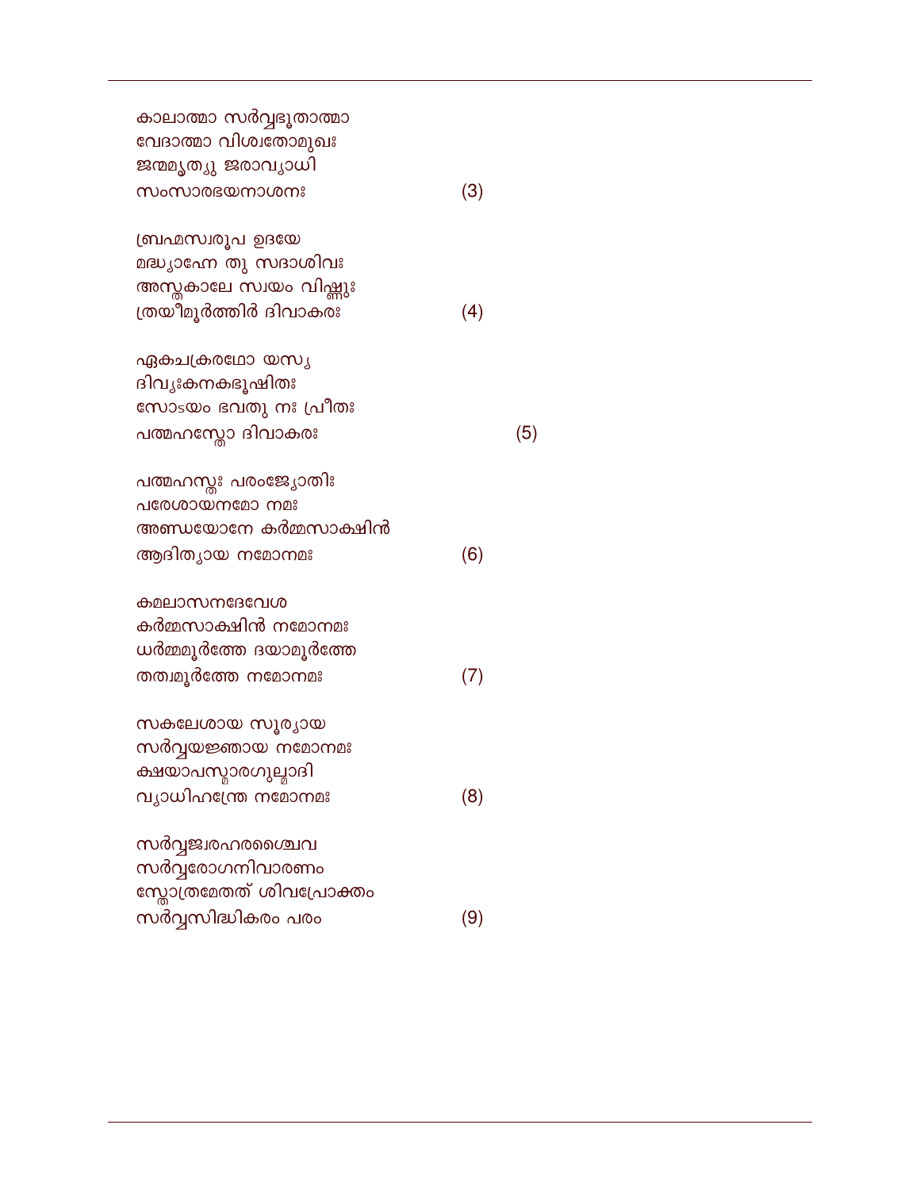കാലാത്മാ സർവ്വഭൂതാത്മാ
വേദാത്മാ വിശ്വതോമുഖഃ
ജന്മമൃത്യു ജരാവ്യാധി
സംസാരഭയനാശനഃ (3)

ബ്രഹ്മസ്വരൂപ ഉദയേ
മദ്ധ്യാഹ്നേ തു സദാശിവഃ
അസ്തകാലേ സ്വയം വിഷ്ണുഃ
ത്രയീമൂർത്തിർ ദിവാകരഃ (4)

ഏകചക്രരഥോ യസ്യ
ദിവ്യഃകനകഭൂഷിതഃ
സോഽയം ഭവതു നഃ പ്രീതഃ
പത്മഹസ്തോ ദിവാകരഃ (5)

പത്മഹസ്തഃ പരംജ്യോതിഃ
പരേശായനമോ നമഃ
അണ്ഡയോനേ കർമ്മസാക്ഷിൻ
ആദിത്യായ നമോനമഃ (6)

കമലാസനദേവേശ
കർമ്മസാക്ഷിൻ നമോനമഃ
ധർമ്മമൂർത്തേ ദയാമൂർത്തേ
തത്വമൂർത്തേ നമോനമഃ (7)

സകലേശായ സൂര്യായ
സർവ്വയജ്ഞായ നമോനമഃ
ക്ഷയാപസ്മാരഗുല്മാദി
വ്യാധിഹന്ത്രേ നമോനമഃ (8)

സർവ്വജ്വരഹരശ്ചൈവ
സർവ്വരോഗനിവാരണം
സ്തോത്രമേതത് ശിവപ്രോക്തം
സർവ്വസിദ്ധികരം പരം (9)